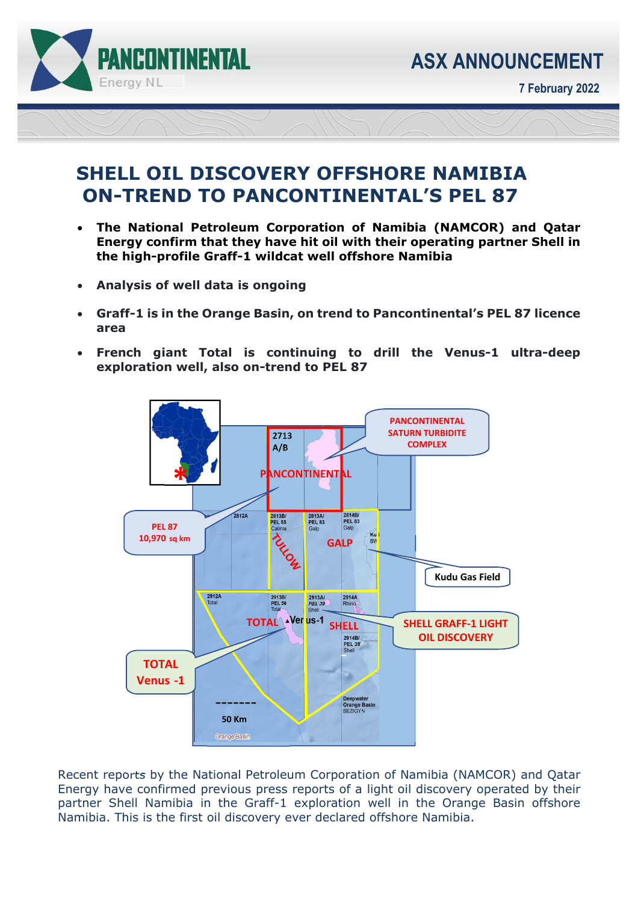ASX ANNOUNCEMENT

7 February 2022

# SHELL OIL DISCOVERY OFFSHORE NAMIBIA ON-TREND TO PANCONTINENTAL'S PEL 87

- **The National Petroleum Corporation of Namibia (NAMCOR) and Qatar Energy confirm that they have hit oil with their operating partner Shell in the high-profile Graff-1 wildcat well offshore Namibia**
- **Analysis of well data is ongoing**
- **Graff-1 is in the Orange Basin, on trend to Pancontinental's PEL 87 licence area**
- **French giant Total is continuing to drill the Venus-1 ultra-deep exploration well, also on-trend to PEL 87**

Recent reports by the National Petroleum Corporation of Namibia (NAMCOR) and Qatar Energy have confirmed previous press reports of a light oil discovery operated by their partner Shell Namibia in the Graff-1 exploration well in the Orange Basin offshore Namibia. This is the first oil discovery ever declared offshore Namibia.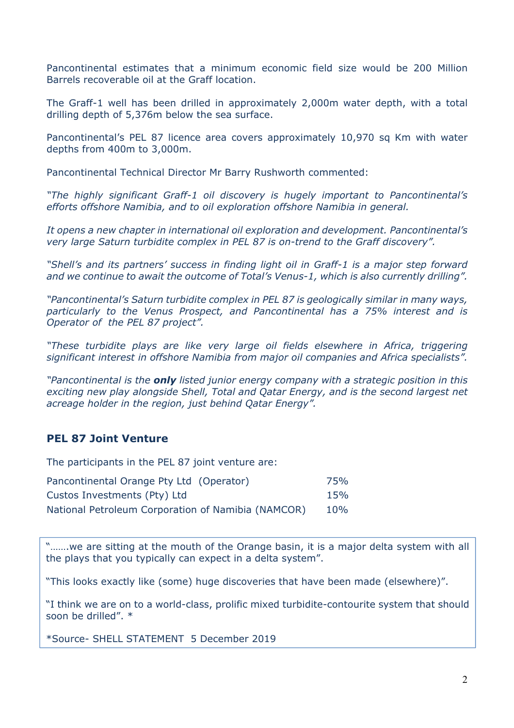Pancontinental estimates that a minimum economic field size would be 200 Million Barrels recoverable oil at the Graff location.

The Graff-1 well has been drilled in approximately 2,000m water depth, with a total drilling depth of 5,376m below the sea surface.

Pancontinental's PEL 87 licence area covers approximately 10,970 sq Km with water depths from 400m to 3,000m.

Pancontinental Technical Director Mr Barry Rushworth commented:

*"The highly significant Graff-1 oil discovery is hugely important to Pancontinental's efforts offshore Namibia, and to oil exploration offshore Namibia in general.*

*It opens a new chapter in international oil exploration and development. Pancontinental's very large Saturn turbidite complex in PEL 87 is on-trend to the Graff discovery".*

*"Shell's and its partners' success in finding light oil in Graff-1 is a major step forward and we continue to await the outcome of Total's Venus-1, which is also currently drilling".*

*"Pancontinental's Saturn turbidite complex in PEL 87 is geologically similar in many ways, particularly to the Venus Prospect, and Pancontinental has a 75% interest and is Operator of the PEL 87 project".*

*"These turbidite plays are like very large oil fields elsewhere in Africa, triggering significant interest in offshore Namibia from major oil companies and Africa specialists".*

*"Pancontinental is the **only** listed junior energy company with a strategic position in this exciting new play alongside Shell, Total and Qatar Energy, and is the second largest net acreage holder in the region, just behind Qatar Energy".*

## PEL 87 Joint Venture

The participants in the PEL 87 joint venture are:

| | |
|---|---|
| Pancontinental Orange Pty Ltd (Operator) | 75% |
| Custos Investments (Pty) Ltd | 15% |
| National Petroleum Corporation of Namibia (NAMCOR) | 10% |

".......we are sitting at the mouth of the Orange basin, it is a major delta system with all the plays that you typically can expect in a delta system".

"This looks exactly like (some) huge discoveries that have been made (elsewhere)".

"I think we are on to a world-class, prolific mixed turbidite-contourite system that should soon be drilled". *

*Source- SHELL STATEMENT 5 December 2019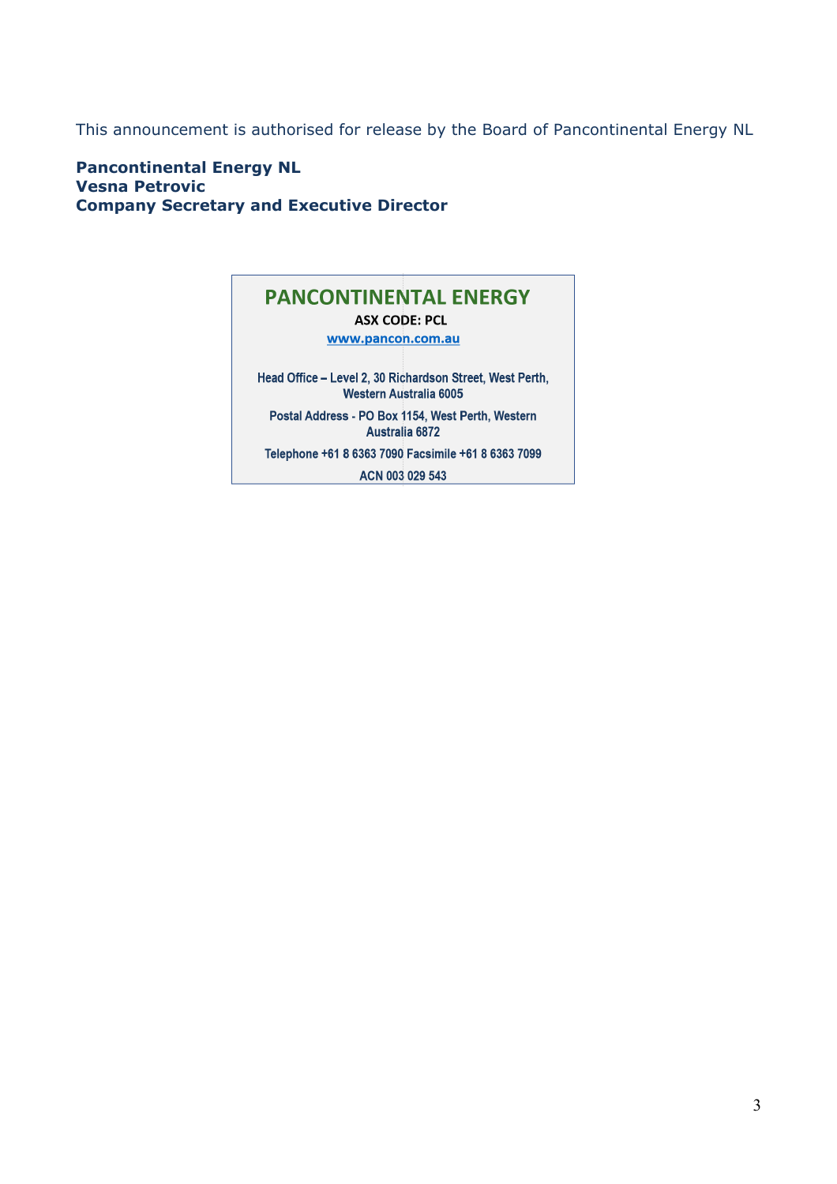This announcement is authorised for release by the Board of Pancontinental Energy NL

**Pancontinental Energy NL**
**Vesna Petrovic**
**Company Secretary and Executive Director**

**PANCONTINENTAL ENERGY**

**ASX CODE: PCL**

[www.pancon.com.au](http://www.pancon.com.au)

Head Office – Level 2, 30 Richardson Street, West Perth, Western Australia 6005

Postal Address - PO Box 1154, West Perth, Western Australia 6872

Telephone +61 8 6363 7090 Facsimile +61 8 6363 7099

ACN 003 029 543